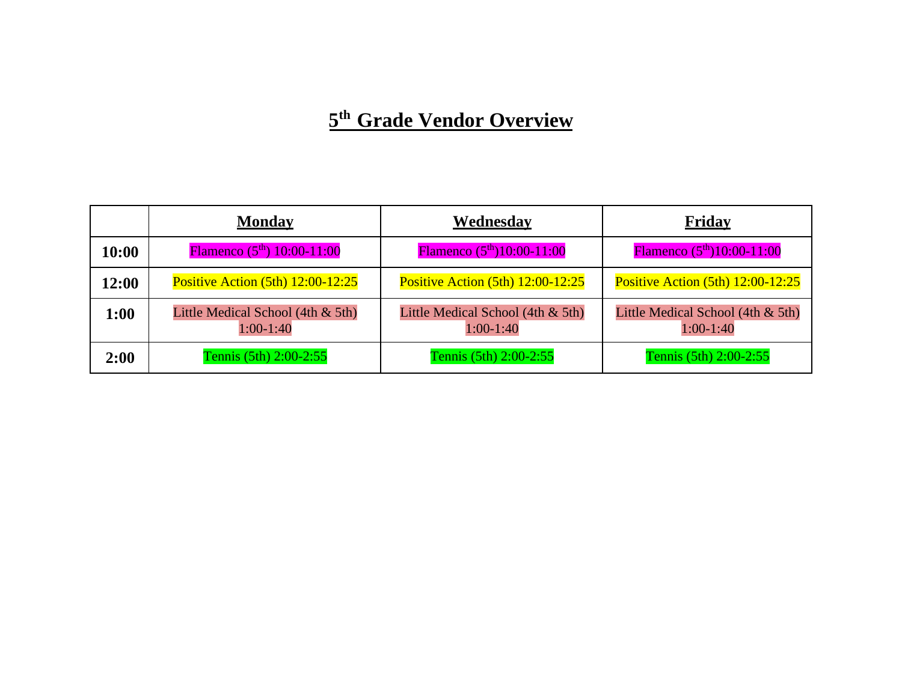# 5th Grade Vendor Overview

| | **Monday** | **Wednesday** | **Friday** |
|---|---|---|---|
| **10:00** | Flamenco (5th) 10:00-11:00 | Flamenco (5th)10:00-11:00 | Flamenco (5th)10:00-11:00 |
| **12:00** | Positive Action (5th) 12:00-12:25 | Positive Action (5th) 12:00-12:25 | Positive Action (5th) 12:00-12:25 |
| **1:00** | Little Medical School (4th & 5th) 1:00-1:40 | Little Medical School (4th & 5th) 1:00-1:40 | Little Medical School (4th & 5th) 1:00-1:40 |
| **2:00** | Tennis (5th) 2:00-2:55 | Tennis (5th) 2:00-2:55 | Tennis (5th) 2:00-2:55 |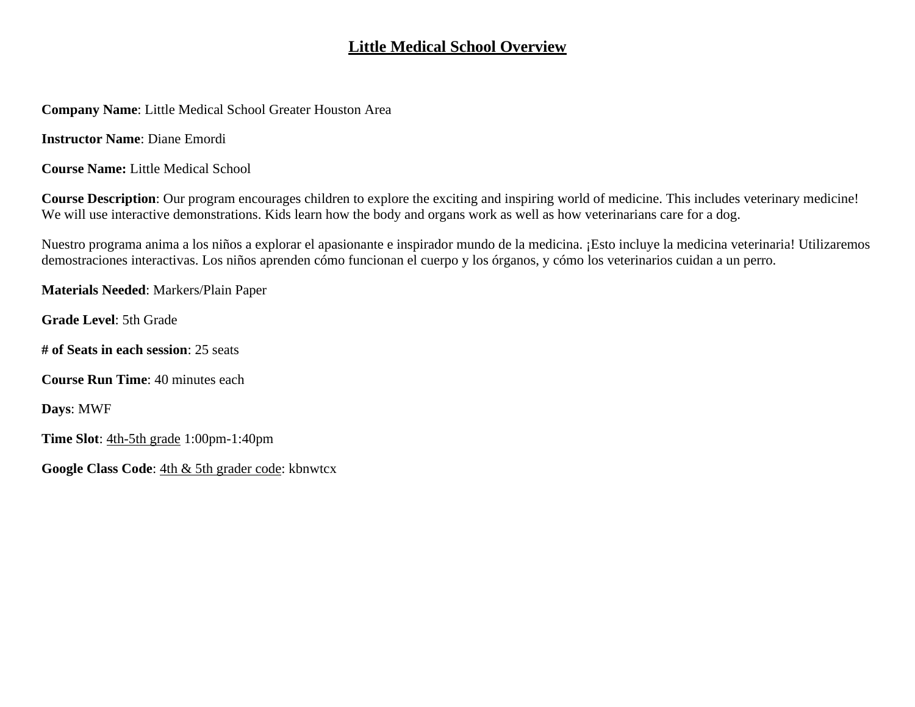# Little Medical School Overview

**Company Name**: Little Medical School Greater Houston Area

**Instructor Name**: Diane Emordi

**Course Name:** Little Medical School

**Course Description**: Our program encourages children to explore the exciting and inspiring world of medicine. This includes veterinary medicine! We will use interactive demonstrations. Kids learn how the body and organs work as well as how veterinarians care for a dog.

Nuestro programa anima a los niños a explorar el apasionante e inspirador mundo de la medicina. ¡Esto incluye la medicina veterinaria! Utilizaremos demostraciones interactivas. Los niños aprenden cómo funcionan el cuerpo y los órganos, y cómo los veterinarios cuidan a un perro.

**Materials Needed**: Markers/Plain Paper

**Grade Level**: 5th Grade

**# of Seats in each session**: 25 seats

**Course Run Time**: 40 minutes each

**Days**: MWF

**Time Slot**: <u>4th-5th grade</u> 1:00pm-1:40pm

**Google Class Code**: <u>4th & 5th grader code</u>: kbnwtcx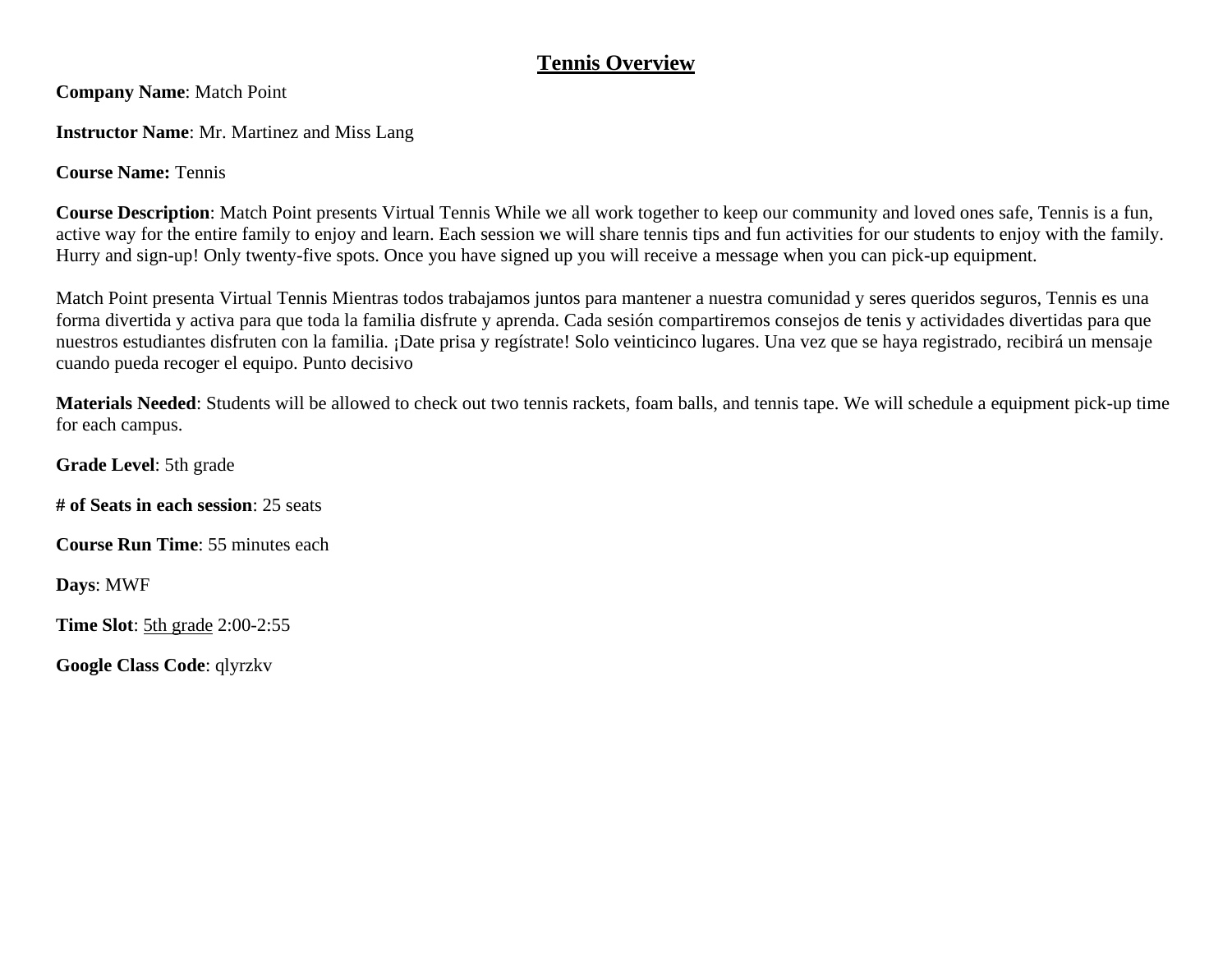# <u>Tennis Overview</u>

**Company Name**: Match Point

**Instructor Name**: Mr. Martinez and Miss Lang

**Course Name:** Tennis

**Course Description**: Match Point presents Virtual Tennis While we all work together to keep our community and loved ones safe, Tennis is a fun, active way for the entire family to enjoy and learn. Each session we will share tennis tips and fun activities for our students to enjoy with the family. Hurry and sign-up! Only twenty-five spots. Once you have signed up you will receive a message when you can pick-up equipment.

Match Point presenta Virtual Tennis Mientras todos trabajamos juntos para mantener a nuestra comunidad y seres queridos seguros, Tennis es una forma divertida y activa para que toda la familia disfrute y aprenda. Cada sesión compartiremos consejos de tenis y actividades divertidas para que nuestros estudiantes disfruten con la familia. ¡Date prisa y regístrate! Solo veinticinco lugares. Una vez que se haya registrado, recibirá un mensaje cuando pueda recoger el equipo. Punto decisivo

**Materials Needed**: Students will be allowed to check out two tennis rackets, foam balls, and tennis tape. We will schedule a equipment pick-up time for each campus.

**Grade Level**: 5th grade

**# of Seats in each session**: 25 seats

**Course Run Time**: 55 minutes each

**Days**: MWF

**Time Slot**: <u>5th grade</u> 2:00-2:55

**Google Class Code**: qlyrzkv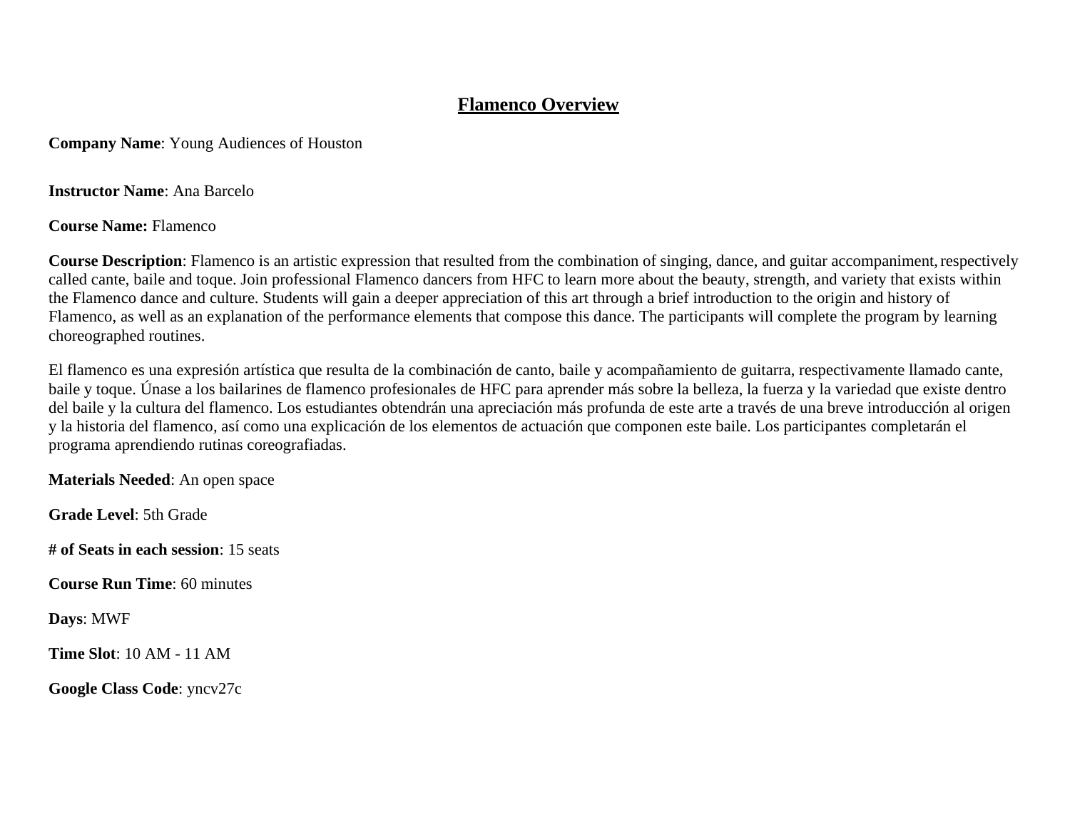# Flamenco Overview

**Company Name**: Young Audiences of Houston

**Instructor Name**: Ana Barcelo

**Course Name:** Flamenco

**Course Description**: Flamenco is an artistic expression that resulted from the combination of singing, dance, and guitar accompaniment, respectively called cante, baile and toque. Join professional Flamenco dancers from HFC to learn more about the beauty, strength, and variety that exists within the Flamenco dance and culture. Students will gain a deeper appreciation of this art through a brief introduction to the origin and history of Flamenco, as well as an explanation of the performance elements that compose this dance. The participants will complete the program by learning choreographed routines.

El flamenco es una expresión artística que resulta de la combinación de canto, baile y acompañamiento de guitarra, respectivamente llamado cante, baile y toque. Únase a los bailarines de flamenco profesionales de HFC para aprender más sobre la belleza, la fuerza y la variedad que existe dentro del baile y la cultura del flamenco. Los estudiantes obtendrán una apreciación más profunda de este arte a través de una breve introducción al origen y la historia del flamenco, así como una explicación de los elementos de actuación que componen este baile. Los participantes completarán el programa aprendiendo rutinas coreografiadas.

**Materials Needed**: An open space

**Grade Level**: 5th Grade

**# of Seats in each session**: 15 seats

**Course Run Time**: 60 minutes

**Days**: MWF

**Time Slot**: 10 AM - 11 AM

**Google Class Code**: yncv27c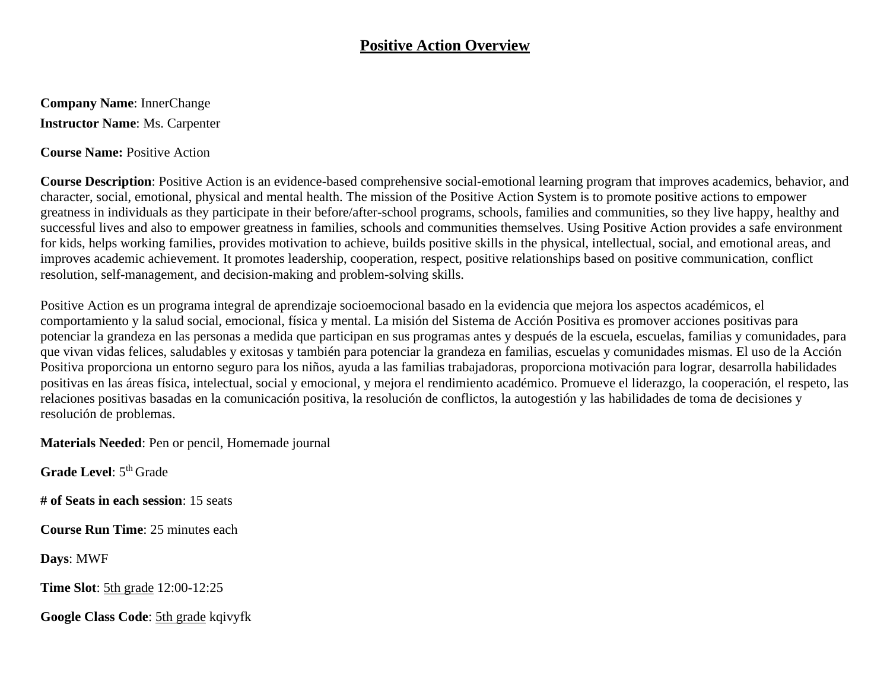# Positive Action Overview

**Company Name**: InnerChange

**Instructor Name**: Ms. Carpenter

**Course Name:** Positive Action

**Course Description**: Positive Action is an evidence-based comprehensive social-emotional learning program that improves academics, behavior, and character, social, emotional, physical and mental health. The mission of the Positive Action System is to promote positive actions to empower greatness in individuals as they participate in their before/after-school programs, schools, families and communities, so they live happy, healthy and successful lives and also to empower greatness in families, schools and communities themselves. Using Positive Action provides a safe environment for kids, helps working families, provides motivation to achieve, builds positive skills in the physical, intellectual, social, and emotional areas, and improves academic achievement. It promotes leadership, cooperation, respect, positive relationships based on positive communication, conflict resolution, self-management, and decision-making and problem-solving skills.

Positive Action es un programa integral de aprendizaje socioemocional basado en la evidencia que mejora los aspectos académicos, el comportamiento y la salud social, emocional, física y mental. La misión del Sistema de Acción Positiva es promover acciones positivas para potenciar la grandeza en las personas a medida que participan en sus programas antes y después de la escuela, escuelas, familias y comunidades, para que vivan vidas felices, saludables y exitosas y también para potenciar la grandeza en familias, escuelas y comunidades mismas. El uso de la Acción Positiva proporciona un entorno seguro para los niños, ayuda a las familias trabajadoras, proporciona motivación para lograr, desarrolla habilidades positivas en las áreas física, intelectual, social y emocional, y mejora el rendimiento académico. Promueve el liderazgo, la cooperación, el respeto, las relaciones positivas basadas en la comunicación positiva, la resolución de conflictos, la autogestión y las habilidades de toma de decisiones y resolución de problemas.

**Materials Needed**: Pen or pencil, Homemade journal

**Grade Level**: 5th Grade

**# of Seats in each session**: 15 seats

**Course Run Time**: 25 minutes each

**Days**: MWF

**Time Slot**: 5th grade 12:00-12:25

**Google Class Code**: 5th grade kqivyfk